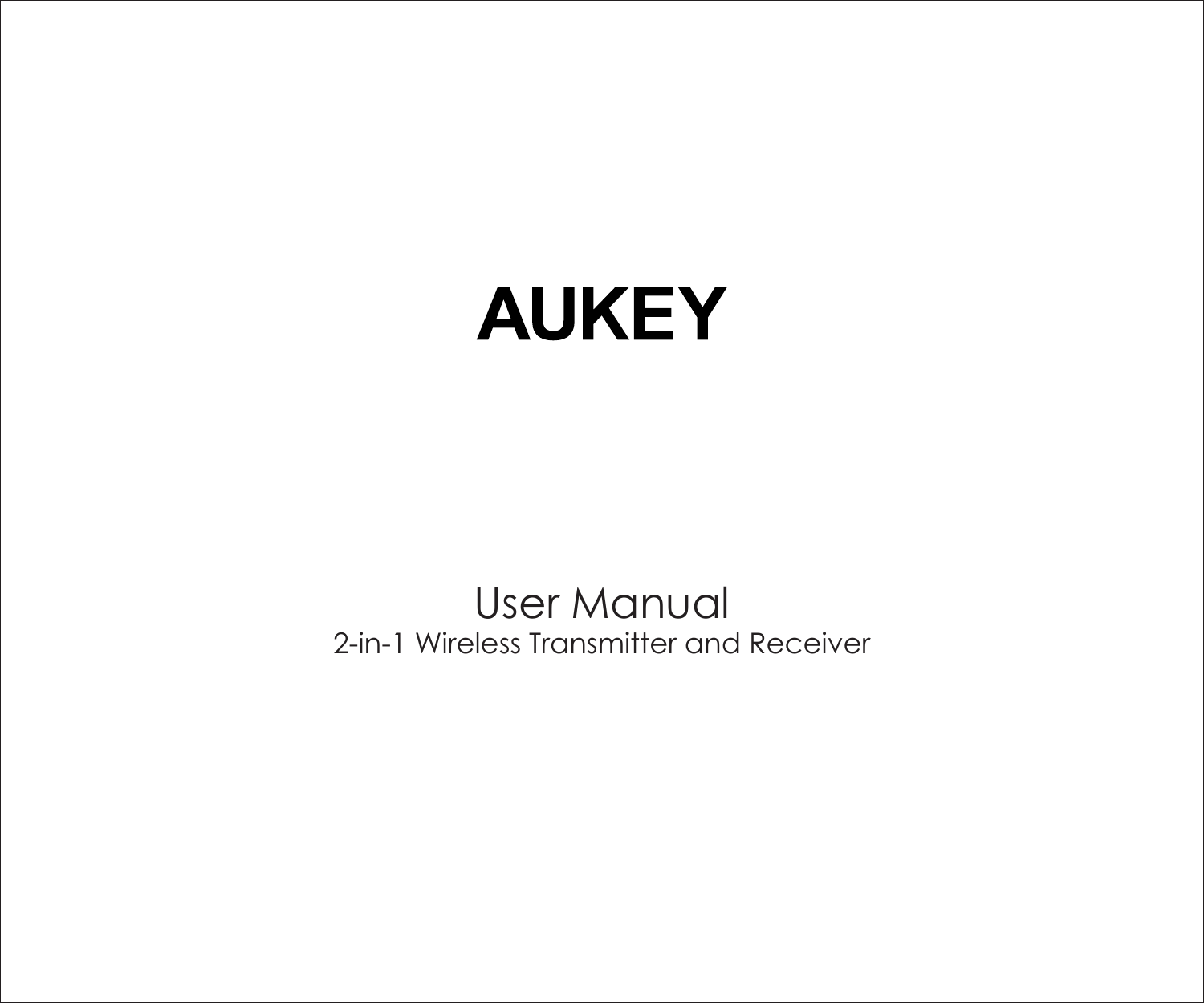# AUKEY

## User Manual

2-in-1 Wireless Transmitter and Receiver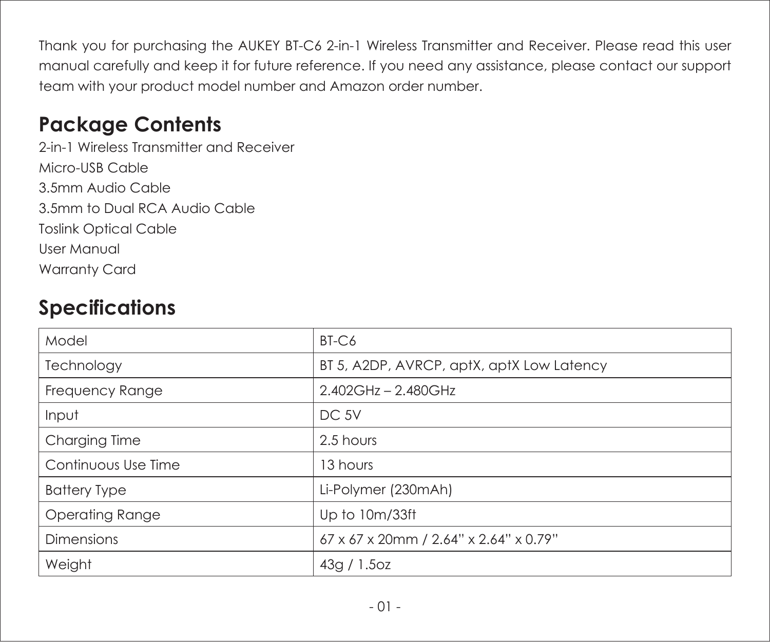Thank you for purchasing the AUKEY BT-C6 2-in-1 Wireless Transmitter and Receiver. Please read this user manual carefully and keep it for future reference. If you need any assistance, please contact our support team with your product model number and Amazon order number.

## Package Contents

2-in-1 Wireless Transmitter and Receiver
Micro-USB Cable
3.5mm Audio Cable
3.5mm to Dual RCA Audio Cable
Toslink Optical Cable
User Manual
Warranty Card

## Specifications

| Model | BT-C6 |
| --- | --- |
| Technology | BT 5, A2DP, AVRCP, aptX, aptX Low Latency |
| Frequency Range | 2.402GHz – 2.480GHz |
| Input | DC 5V |
| Charging Time | 2.5 hours |
| Continuous Use Time | 13 hours |
| Battery Type | Li-Polymer (230mAh) |
| Operating Range | Up to 10m/33ft |
| Dimensions | 67 x 67 x 20mm / 2.64” x 2.64” x 0.79” |
| Weight | 43g / 1.5oz |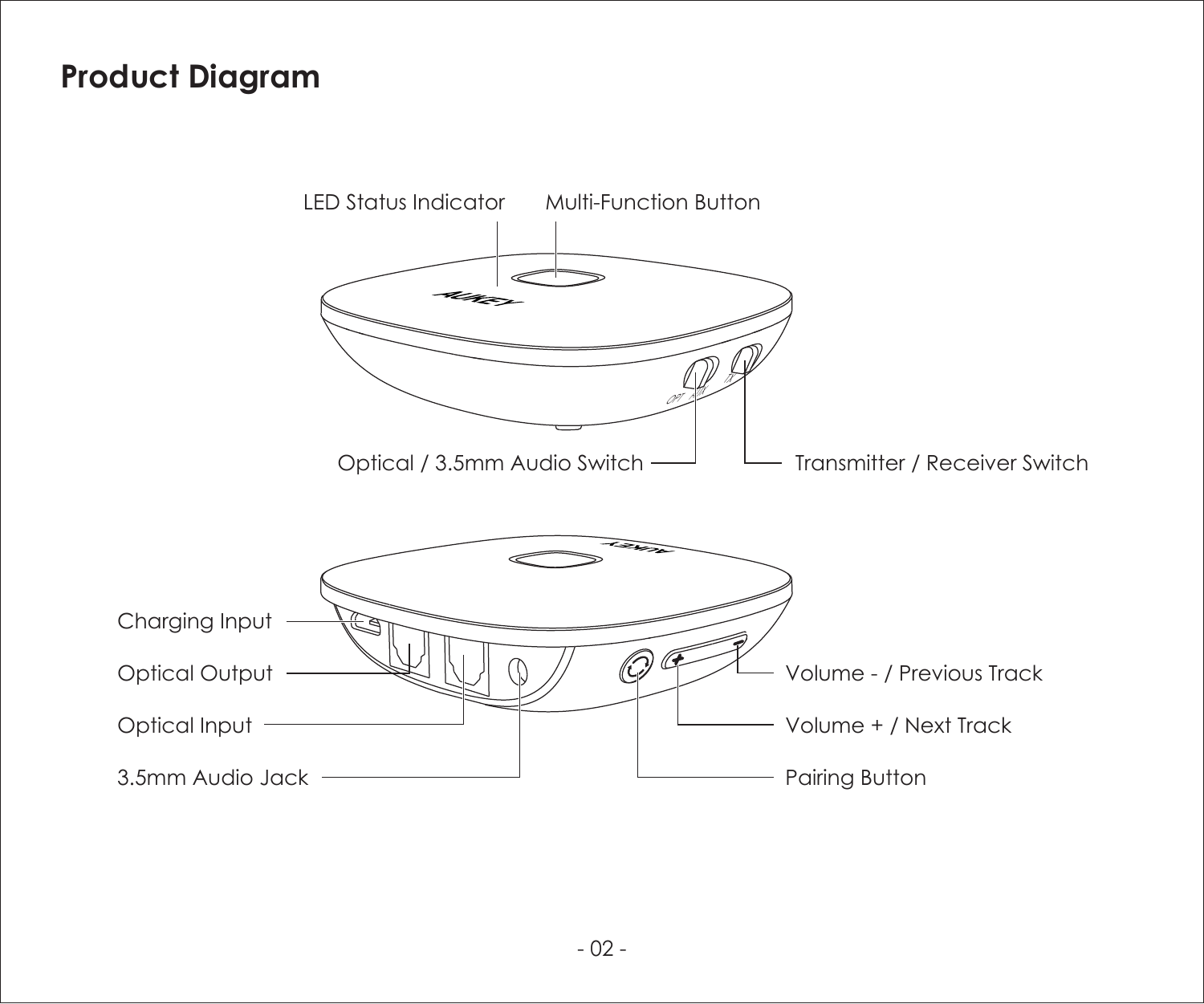# Product Diagram

LED Status Indicator

Multi-Function Button

Optical / 3.5mm Audio Switch

Transmitter / Receiver Switch

Charging Input

Optical Output

Optical Input

3.5mm Audio Jack

Volume - / Previous Track

Volume + / Next Track

Pairing Button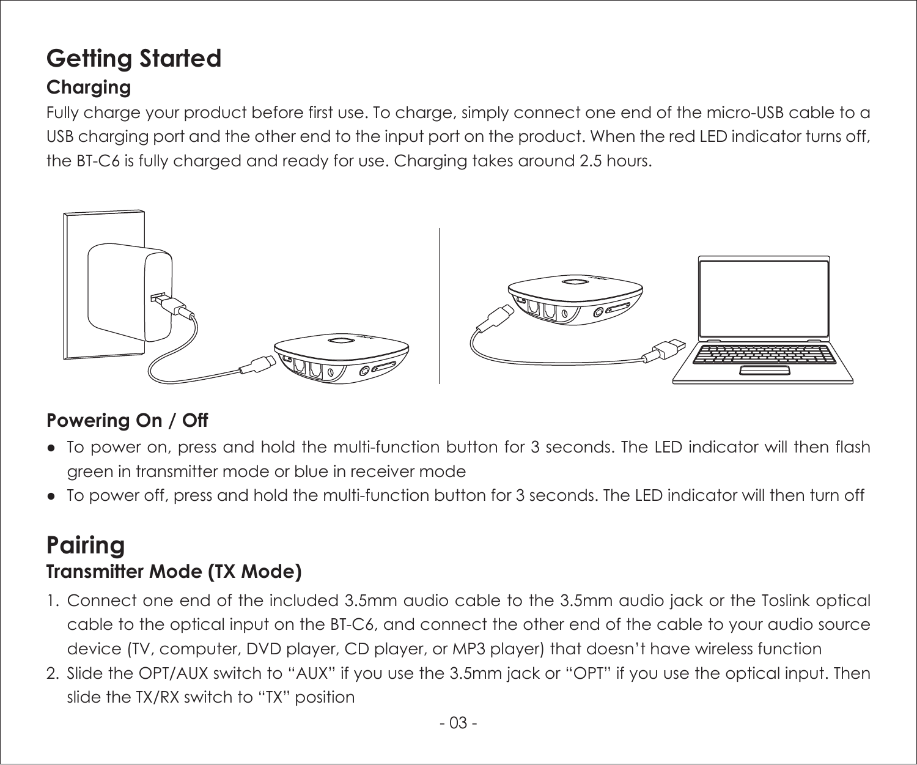# Getting Started

## Charging

Fully charge your product before first use. To charge, simply connect one end of the micro-USB cable to a USB charging port and the other end to the input port on the product. When the red LED indicator turns off, the BT-C6 is fully charged and ready for use. Charging takes around 2.5 hours.

## Powering On / Off

- To power on, press and hold the multi-function button for 3 seconds. The LED indicator will then flash green in transmitter mode or blue in receiver mode
- To power off, press and hold the multi-function button for 3 seconds. The LED indicator will then turn off

# Pairing

## Transmitter Mode (TX Mode)

1. Connect one end of the included 3.5mm audio cable to the 3.5mm audio jack or the Toslink optical cable to the optical input on the BT-C6, and connect the other end of the cable to your audio source device (TV, computer, DVD player, CD player, or MP3 player) that doesn't have wireless function
2. Slide the OPT/AUX switch to "AUX" if you use the 3.5mm jack or "OPT" if you use the optical input. Then slide the TX/RX switch to "TX" position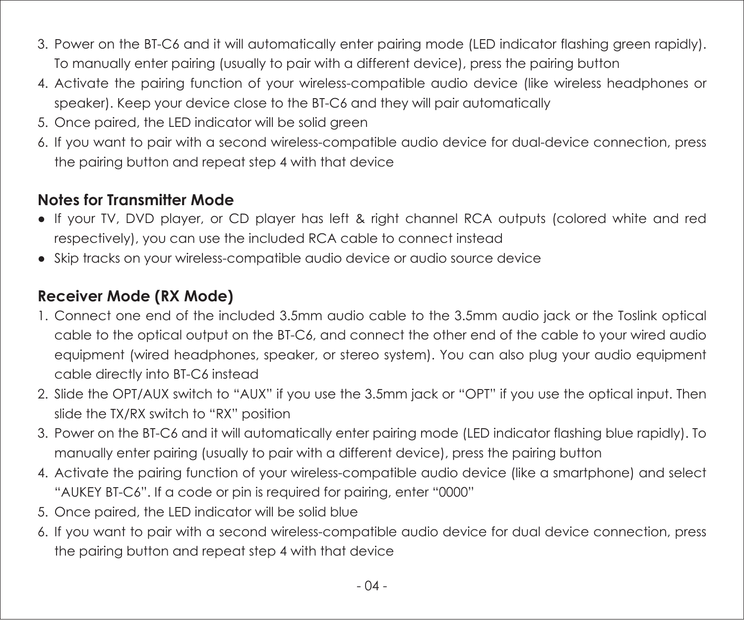3. Power on the BT-C6 and it will automatically enter pairing mode (LED indicator flashing green rapidly). To manually enter pairing (usually to pair with a different device), press the pairing button
4. Activate the pairing function of your wireless-compatible audio device (like wireless headphones or speaker). Keep your device close to the BT-C6 and they will pair automatically
5. Once paired, the LED indicator will be solid green
6. If you want to pair with a second wireless-compatible audio device for dual-device connection, press the pairing button and repeat step 4 with that device

## Notes for Transmitter Mode

- If your TV, DVD player, or CD player has left & right channel RCA outputs (colored white and red respectively), you can use the included RCA cable to connect instead
- Skip tracks on your wireless-compatible audio device or audio source device

## Receiver Mode (RX Mode)

1. Connect one end of the included 3.5mm audio cable to the 3.5mm audio jack or the Toslink optical cable to the optical output on the BT-C6, and connect the other end of the cable to your wired audio equipment (wired headphones, speaker, or stereo system). You can also plug your audio equipment cable directly into BT-C6 instead
2. Slide the OPT/AUX switch to "AUX" if you use the 3.5mm jack or "OPT" if you use the optical input. Then slide the TX/RX switch to "RX" position
3. Power on the BT-C6 and it will automatically enter pairing mode (LED indicator flashing blue rapidly). To manually enter pairing (usually to pair with a different device), press the pairing button
4. Activate the pairing function of your wireless-compatible audio device (like a smartphone) and select "AUKEY BT-C6". If a code or pin is required for pairing, enter "0000"
5. Once paired, the LED indicator will be solid blue
6. If you want to pair with a second wireless-compatible audio device for dual device connection, press the pairing button and repeat step 4 with that device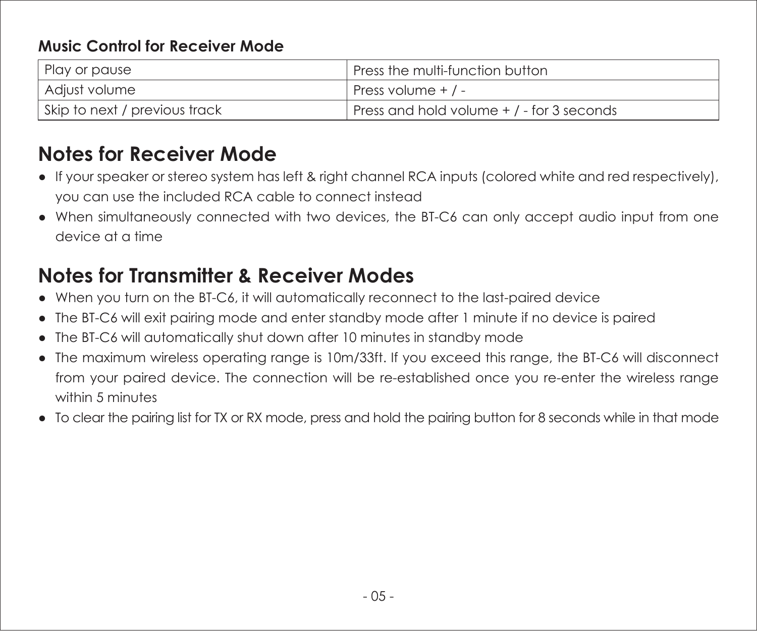### Music Control for Receiver Mode

| Play or pause | Press the multi-function button |
| --- | --- |
| Adjust volume | Press volume + / - |
| Skip to next / previous track | Press and hold volume + / - for 3 seconds |

## Notes for Receiver Mode

- If your speaker or stereo system has left & right channel RCA inputs (colored white and red respectively), you can use the included RCA cable to connect instead
- When simultaneously connected with two devices, the BT-C6 can only accept audio input from one device at a time

## Notes for Transmitter & Receiver Modes

- When you turn on the BT-C6, it will automatically reconnect to the last-paired device
- The BT-C6 will exit pairing mode and enter standby mode after 1 minute if no device is paired
- The BT-C6 will automatically shut down after 10 minutes in standby mode
- The maximum wireless operating range is 10m/33ft. If you exceed this range, the BT-C6 will disconnect from your paired device. The connection will be re-established once you re-enter the wireless range within 5 minutes
- To clear the pairing list for TX or RX mode, press and hold the pairing button for 8 seconds while in that mode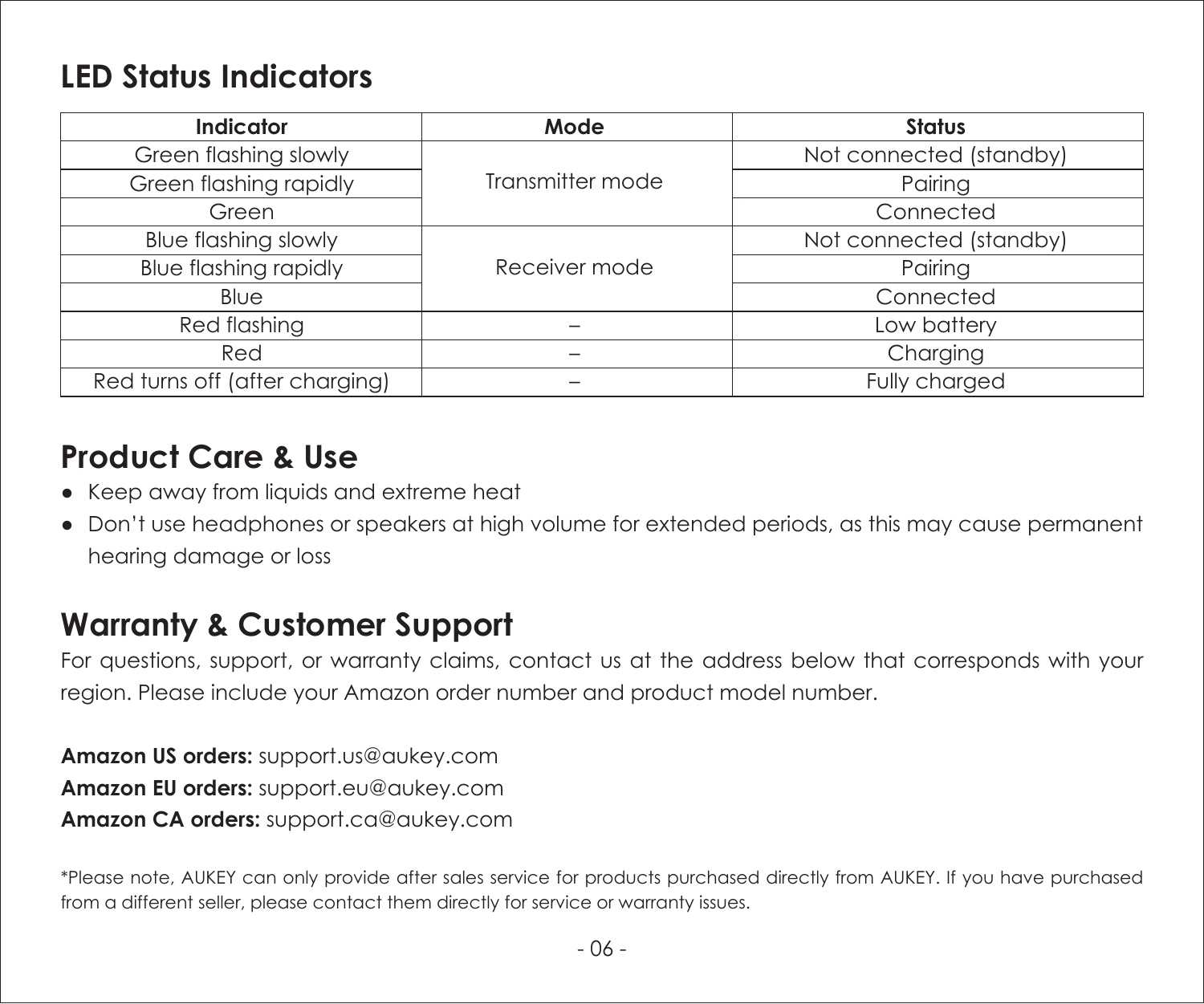## LED Status Indicators

| Indicator | Mode | Status |
| --- | --- | --- |
| Green flashing slowly | Transmitter mode | Not connected (standby) |
| Green flashing rapidly | | Pairing |
| Green | | Connected |
| Blue flashing slowly | Receiver mode | Not connected (standby) |
| Blue flashing rapidly | | Pairing |
| Blue | | Connected |
| Red flashing | – | Low battery |
| Red | – | Charging |
| Red turns off (after charging) | – | Fully charged |

## Product Care & Use

- Keep away from liquids and extreme heat
- Don't use headphones or speakers at high volume for extended periods, as this may cause permanent hearing damage or loss

## Warranty & Customer Support

For questions, support, or warranty claims, contact us at the address below that corresponds with your region. Please include your Amazon order number and product model number.

**Amazon US orders:** support.us@aukey.com
**Amazon EU orders:** support.eu@aukey.com
**Amazon CA orders:** support.ca@aukey.com

*Please note, AUKEY can only provide after sales service for products purchased directly from AUKEY. If you have purchased from a different seller, please contact them directly for service or warranty issues.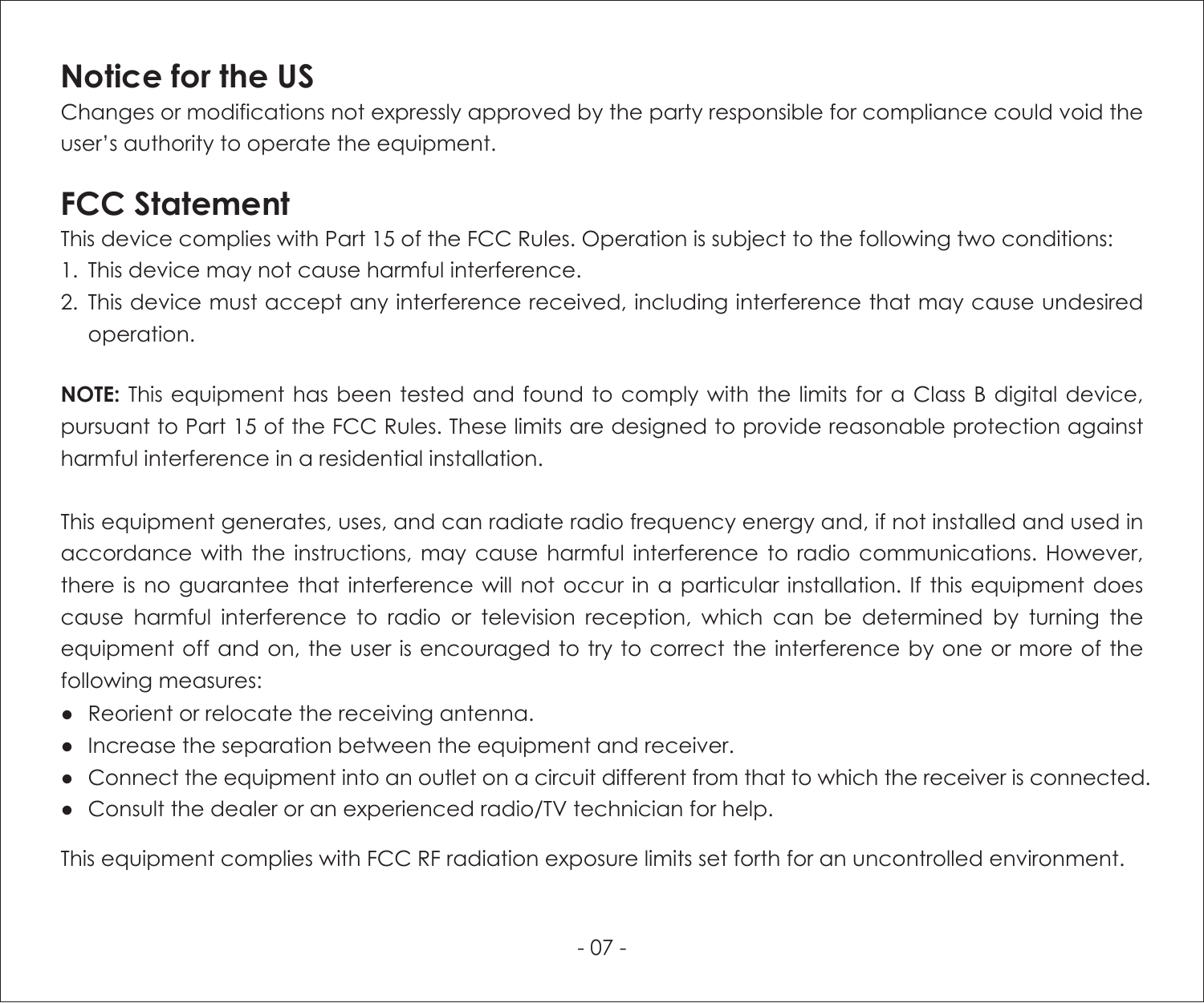## Notice for the US

Changes or modifications not expressly approved by the party responsible for compliance could void the user's authority to operate the equipment.

## FCC Statement

This device complies with Part 15 of the FCC Rules. Operation is subject to the following two conditions:

1. This device may not cause harmful interference.
2. This device must accept any interference received, including interference that may cause undesired operation.

**NOTE:** This equipment has been tested and found to comply with the limits for a Class B digital device, pursuant to Part 15 of the FCC Rules. These limits are designed to provide reasonable protection against harmful interference in a residential installation.

This equipment generates, uses, and can radiate radio frequency energy and, if not installed and used in accordance with the instructions, may cause harmful interference to radio communications. However, there is no guarantee that interference will not occur in a particular installation. If this equipment does cause harmful interference to radio or television reception, which can be determined by turning the equipment off and on, the user is encouraged to try to correct the interference by one or more of the following measures:

- Reorient or relocate the receiving antenna.
- Increase the separation between the equipment and receiver.
- Connect the equipment into an outlet on a circuit different from that to which the receiver is connected.
- Consult the dealer or an experienced radio/TV technician for help.

This equipment complies with FCC RF radiation exposure limits set forth for an uncontrolled environment.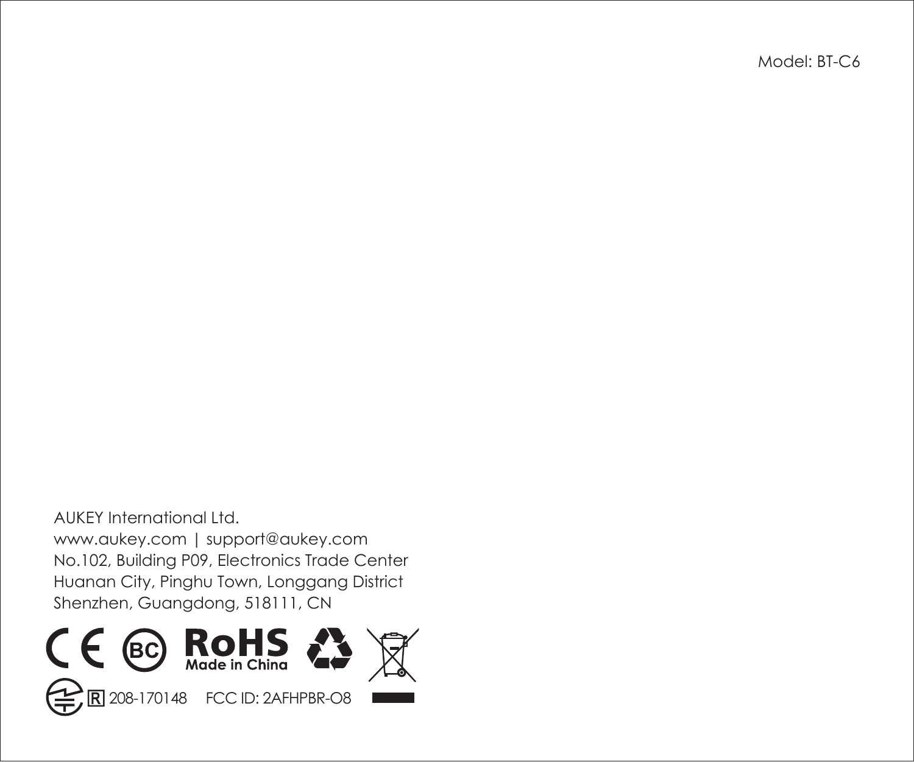Model: BT-C6

AUKEY International Ltd.
www.aukey.com | support@aukey.com
No.102, Building P09, Electronics Trade Center
Huanan City, Pinghu Town, Longgang District
Shenzhen, Guangdong, 518111, CN

RoHS
Made in China

R 208-170148 FCC ID: 2AFHPBR-O8